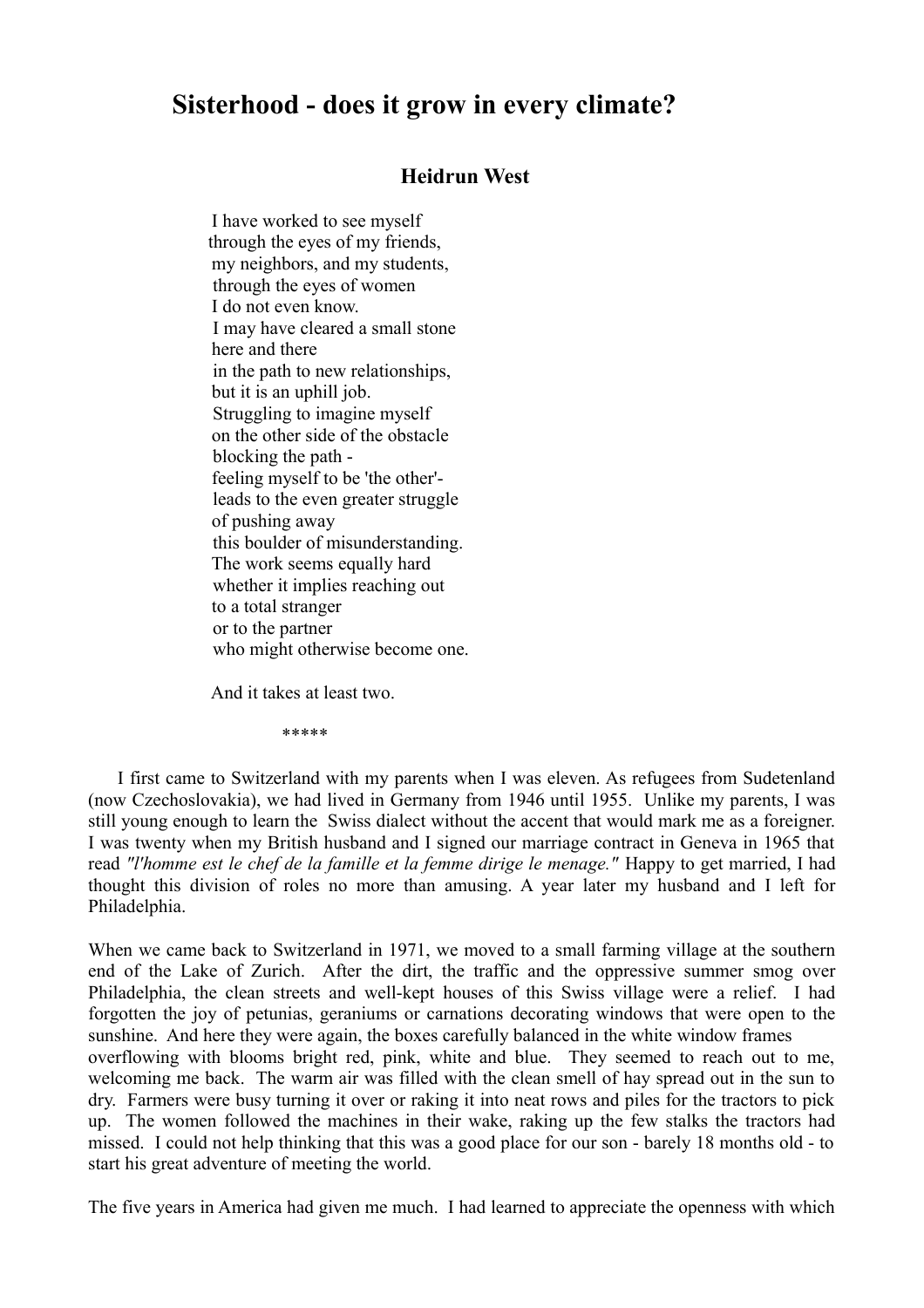# Sisterhood - does it grow in every climate?

### Heidrun West

I have worked to see myself  
through the eyes of my friends,  
my neighbors, and my students,  
through the eyes of women  
I do not even know.  
I may have cleared a small stone  
here and there  
in the path to new relationships,  
but it is an uphill job.  
Struggling to imagine myself  
on the other side of the obstacle  
blocking the path -  
feeling myself to be 'the other'-  
leads to the even greater struggle  
of pushing away  
this boulder of misunderstanding.  
The work seems equally hard  
whether it implies reaching out  
to a total stranger  
or to the partner  
who might otherwise become one.

And it takes at least two.

*****

I first came to Switzerland with my parents when I was eleven. As refugees from Sudetenland (now Czechoslovakia), we had lived in Germany from 1946 until 1955. Unlike my parents, I was still young enough to learn the Swiss dialect without the accent that would mark me as a foreigner. I was twenty when my British husband and I signed our marriage contract in Geneva in 1965 that read *"l'homme est le chef de la famille et la femme dirige le menage."* Happy to get married, I had thought this division of roles no more than amusing. A year later my husband and I left for Philadelphia.

When we came back to Switzerland in 1971, we moved to a small farming village at the southern end of the Lake of Zurich. After the dirt, the traffic and the oppressive summer smog over Philadelphia, the clean streets and well-kept houses of this Swiss village were a relief. I had forgotten the joy of petunias, geraniums or carnations decorating windows that were open to the sunshine. And here they were again, the boxes carefully balanced in the white window frames overflowing with blooms bright red, pink, white and blue. They seemed to reach out to me, welcoming me back. The warm air was filled with the clean smell of hay spread out in the sun to dry. Farmers were busy turning it over or raking it into neat rows and piles for the tractors to pick up. The women followed the machines in their wake, raking up the few stalks the tractors had missed. I could not help thinking that this was a good place for our son - barely 18 months old - to start his great adventure of meeting the world.

The five years in America had given me much. I had learned to appreciate the openness with which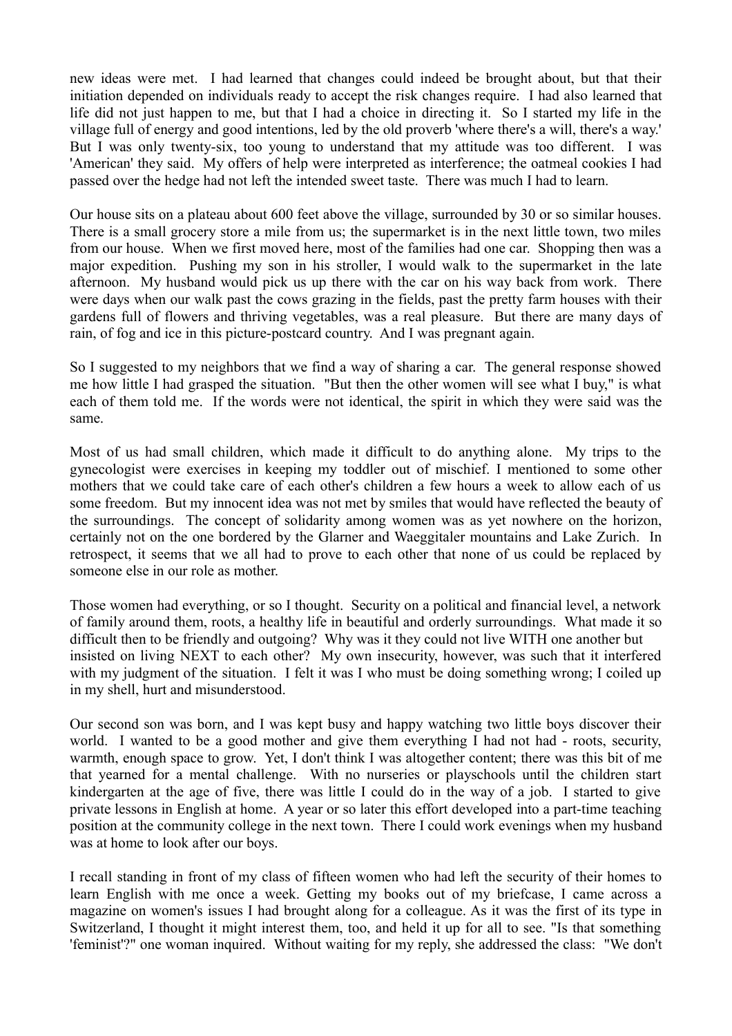new ideas were met. I had learned that changes could indeed be brought about, but that their initiation depended on individuals ready to accept the risk changes require. I had also learned that life did not just happen to me, but that I had a choice in directing it. So I started my life in the village full of energy and good intentions, led by the old proverb 'where there's a will, there's a way.' But I was only twenty-six, too young to understand that my attitude was too different. I was 'American' they said. My offers of help were interpreted as interference; the oatmeal cookies I had passed over the hedge had not left the intended sweet taste. There was much I had to learn.

Our house sits on a plateau about 600 feet above the village, surrounded by 30 or so similar houses. There is a small grocery store a mile from us; the supermarket is in the next little town, two miles from our house. When we first moved here, most of the families had one car. Shopping then was a major expedition. Pushing my son in his stroller, I would walk to the supermarket in the late afternoon. My husband would pick us up there with the car on his way back from work. There were days when our walk past the cows grazing in the fields, past the pretty farm houses with their gardens full of flowers and thriving vegetables, was a real pleasure. But there are many days of rain, of fog and ice in this picture-postcard country. And I was pregnant again.

So I suggested to my neighbors that we find a way of sharing a car. The general response showed me how little I had grasped the situation. "But then the other women will see what I buy," is what each of them told me. If the words were not identical, the spirit in which they were said was the same.

Most of us had small children, which made it difficult to do anything alone. My trips to the gynecologist were exercises in keeping my toddler out of mischief. I mentioned to some other mothers that we could take care of each other's children a few hours a week to allow each of us some freedom. But my innocent idea was not met by smiles that would have reflected the beauty of the surroundings. The concept of solidarity among women was as yet nowhere on the horizon, certainly not on the one bordered by the Glarner and Waeggitaler mountains and Lake Zurich. In retrospect, it seems that we all had to prove to each other that none of us could be replaced by someone else in our role as mother.

Those women had everything, or so I thought. Security on a political and financial level, a network of family around them, roots, a healthy life in beautiful and orderly surroundings. What made it so difficult then to be friendly and outgoing? Why was it they could not live WITH one another but insisted on living NEXT to each other? My own insecurity, however, was such that it interfered with my judgment of the situation. I felt it was I who must be doing something wrong; I coiled up in my shell, hurt and misunderstood.

Our second son was born, and I was kept busy and happy watching two little boys discover their world. I wanted to be a good mother and give them everything I had not had - roots, security, warmth, enough space to grow. Yet, I don't think I was altogether content; there was this bit of me that yearned for a mental challenge. With no nurseries or playschools until the children start kindergarten at the age of five, there was little I could do in the way of a job. I started to give private lessons in English at home. A year or so later this effort developed into a part-time teaching position at the community college in the next town. There I could work evenings when my husband was at home to look after our boys.

I recall standing in front of my class of fifteen women who had left the security of their homes to learn English with me once a week. Getting my books out of my briefcase, I came across a magazine on women's issues I had brought along for a colleague. As it was the first of its type in Switzerland, I thought it might interest them, too, and held it up for all to see. "Is that something 'feminist'?" one woman inquired. Without waiting for my reply, she addressed the class: "We don't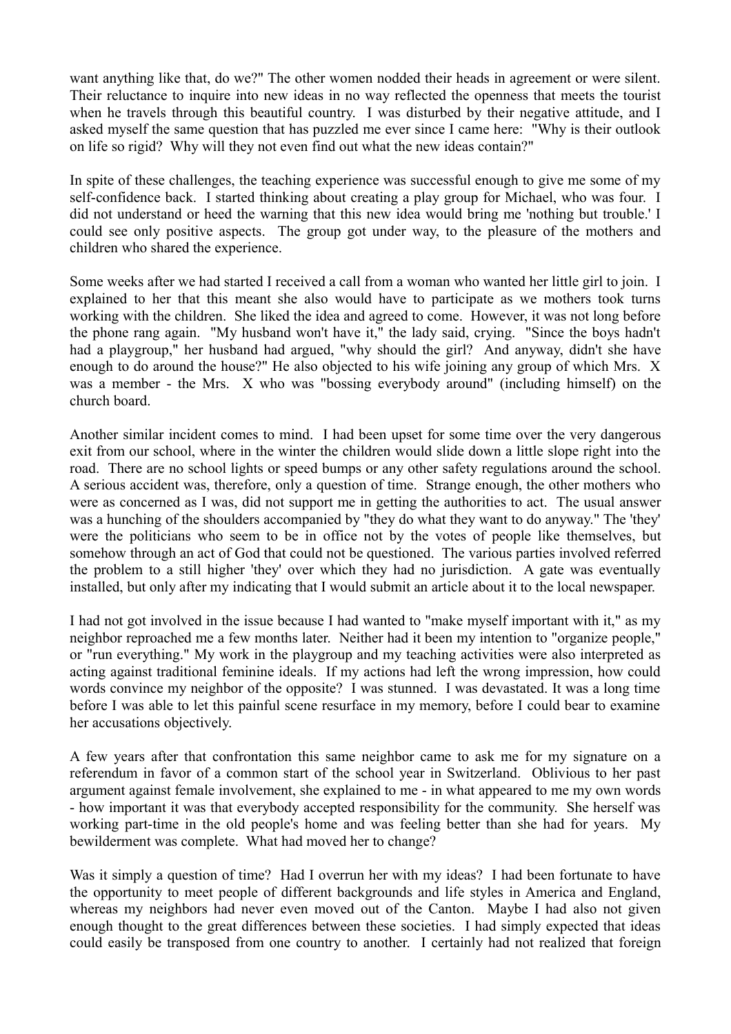want anything like that, do we?" The other women nodded their heads in agreement or were silent. Their reluctance to inquire into new ideas in no way reflected the openness that meets the tourist when he travels through this beautiful country. I was disturbed by their negative attitude, and I asked myself the same question that has puzzled me ever since I came here: "Why is their outlook on life so rigid? Why will they not even find out what the new ideas contain?"

In spite of these challenges, the teaching experience was successful enough to give me some of my self-confidence back. I started thinking about creating a play group for Michael, who was four. I did not understand or heed the warning that this new idea would bring me 'nothing but trouble.' I could see only positive aspects. The group got under way, to the pleasure of the mothers and children who shared the experience.

Some weeks after we had started I received a call from a woman who wanted her little girl to join. I explained to her that this meant she also would have to participate as we mothers took turns working with the children. She liked the idea and agreed to come. However, it was not long before the phone rang again. "My husband won't have it," the lady said, crying. "Since the boys hadn't had a playgroup," her husband had argued, "why should the girl? And anyway, didn't she have enough to do around the house?" He also objected to his wife joining any group of which Mrs. X was a member - the Mrs. X who was "bossing everybody around" (including himself) on the church board.

Another similar incident comes to mind. I had been upset for some time over the very dangerous exit from our school, where in the winter the children would slide down a little slope right into the road. There are no school lights or speed bumps or any other safety regulations around the school. A serious accident was, therefore, only a question of time. Strange enough, the other mothers who were as concerned as I was, did not support me in getting the authorities to act. The usual answer was a hunching of the shoulders accompanied by "they do what they want to do anyway." The 'they' were the politicians who seem to be in office not by the votes of people like themselves, but somehow through an act of God that could not be questioned. The various parties involved referred the problem to a still higher 'they' over which they had no jurisdiction. A gate was eventually installed, but only after my indicating that I would submit an article about it to the local newspaper.

I had not got involved in the issue because I had wanted to "make myself important with it," as my neighbor reproached me a few months later. Neither had it been my intention to "organize people," or "run everything." My work in the playgroup and my teaching activities were also interpreted as acting against traditional feminine ideals. If my actions had left the wrong impression, how could words convince my neighbor of the opposite? I was stunned. I was devastated. It was a long time before I was able to let this painful scene resurface in my memory, before I could bear to examine her accusations objectively.

A few years after that confrontation this same neighbor came to ask me for my signature on a referendum in favor of a common start of the school year in Switzerland. Oblivious to her past argument against female involvement, she explained to me - in what appeared to me my own words - how important it was that everybody accepted responsibility for the community. She herself was working part-time in the old people's home and was feeling better than she had for years. My bewilderment was complete. What had moved her to change?

Was it simply a question of time? Had I overrun her with my ideas? I had been fortunate to have the opportunity to meet people of different backgrounds and life styles in America and England, whereas my neighbors had never even moved out of the Canton. Maybe I had also not given enough thought to the great differences between these societies. I had simply expected that ideas could easily be transposed from one country to another. I certainly had not realized that foreign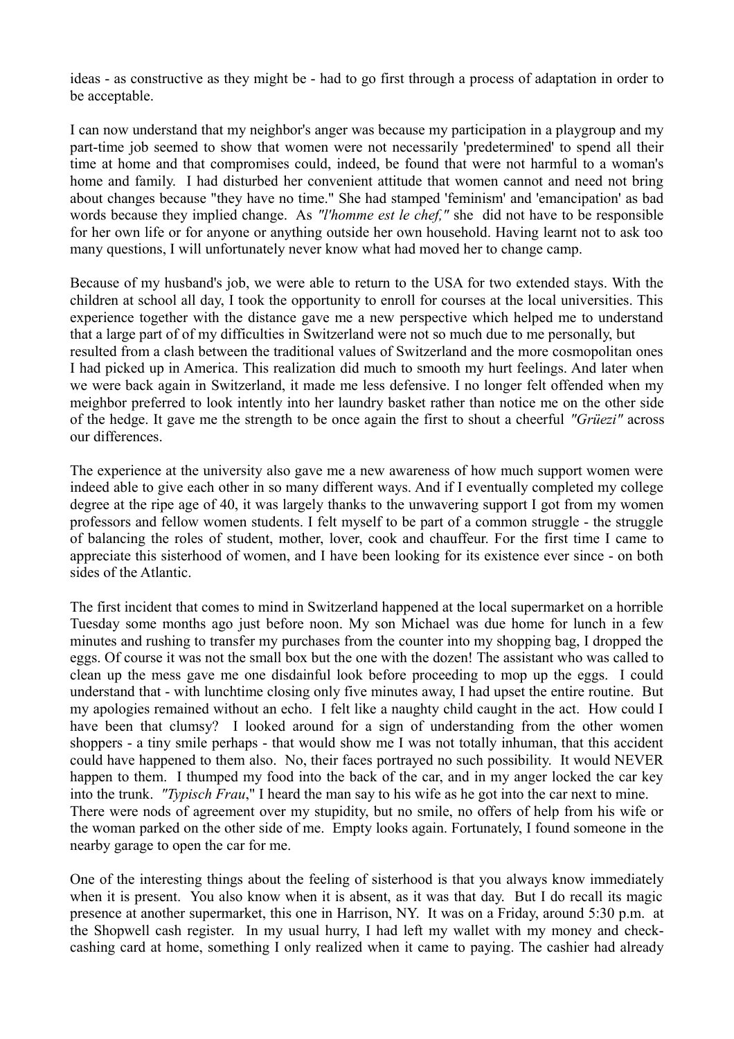ideas - as constructive as they might be - had to go first through a process of adaptation in order to be acceptable.

I can now understand that my neighbor's anger was because my participation in a playgroup and my part-time job seemed to show that women were not necessarily 'predetermined' to spend all their time at home and that compromises could, indeed, be found that were not harmful to a woman's home and family. I had disturbed her convenient attitude that women cannot and need not bring about changes because "they have no time." She had stamped 'feminism' and 'emancipation' as bad words because they implied change. As *"l'homme est le chef,"* she did not have to be responsible for her own life or for anyone or anything outside her own household. Having learnt not to ask too many questions, I will unfortunately never know what had moved her to change camp.

Because of my husband's job, we were able to return to the USA for two extended stays. With the children at school all day, I took the opportunity to enroll for courses at the local universities. This experience together with the distance gave me a new perspective which helped me to understand that a large part of of my difficulties in Switzerland were not so much due to me personally, but resulted from a clash between the traditional values of Switzerland and the more cosmopolitan ones I had picked up in America. This realization did much to smooth my hurt feelings. And later when we were back again in Switzerland, it made me less defensive. I no longer felt offended when my meighbor preferred to look intently into her laundry basket rather than notice me on the other side of the hedge. It gave me the strength to be once again the first to shout a cheerful *"Grüezi"* across our differences.

The experience at the university also gave me a new awareness of how much support women were indeed able to give each other in so many different ways. And if I eventually completed my college degree at the ripe age of 40, it was largely thanks to the unwavering support I got from my women professors and fellow women students. I felt myself to be part of a common struggle - the struggle of balancing the roles of student, mother, lover, cook and chauffeur. For the first time I came to appreciate this sisterhood of women, and I have been looking for its existence ever since - on both sides of the Atlantic.

The first incident that comes to mind in Switzerland happened at the local supermarket on a horrible Tuesday some months ago just before noon. My son Michael was due home for lunch in a few minutes and rushing to transfer my purchases from the counter into my shopping bag, I dropped the eggs. Of course it was not the small box but the one with the dozen! The assistant who was called to clean up the mess gave me one disdainful look before proceeding to mop up the eggs. I could understand that - with lunchtime closing only five minutes away, I had upset the entire routine. But my apologies remained without an echo. I felt like a naughty child caught in the act. How could I have been that clumsy? I looked around for a sign of understanding from the other women shoppers - a tiny smile perhaps - that would show me I was not totally inhuman, that this accident could have happened to them also. No, their faces portrayed no such possibility. It would NEVER happen to them. I thumped my food into the back of the car, and in my anger locked the car key into the trunk. *"Typisch Frau*," I heard the man say to his wife as he got into the car next to mine. There were nods of agreement over my stupidity, but no smile, no offers of help from his wife or the woman parked on the other side of me. Empty looks again. Fortunately, I found someone in the nearby garage to open the car for me.

One of the interesting things about the feeling of sisterhood is that you always know immediately when it is present. You also know when it is absent, as it was that day. But I do recall its magic presence at another supermarket, this one in Harrison, NY. It was on a Friday, around 5:30 p.m. at the Shopwell cash register. In my usual hurry, I had left my wallet with my money and check-cashing card at home, something I only realized when it came to paying. The cashier had already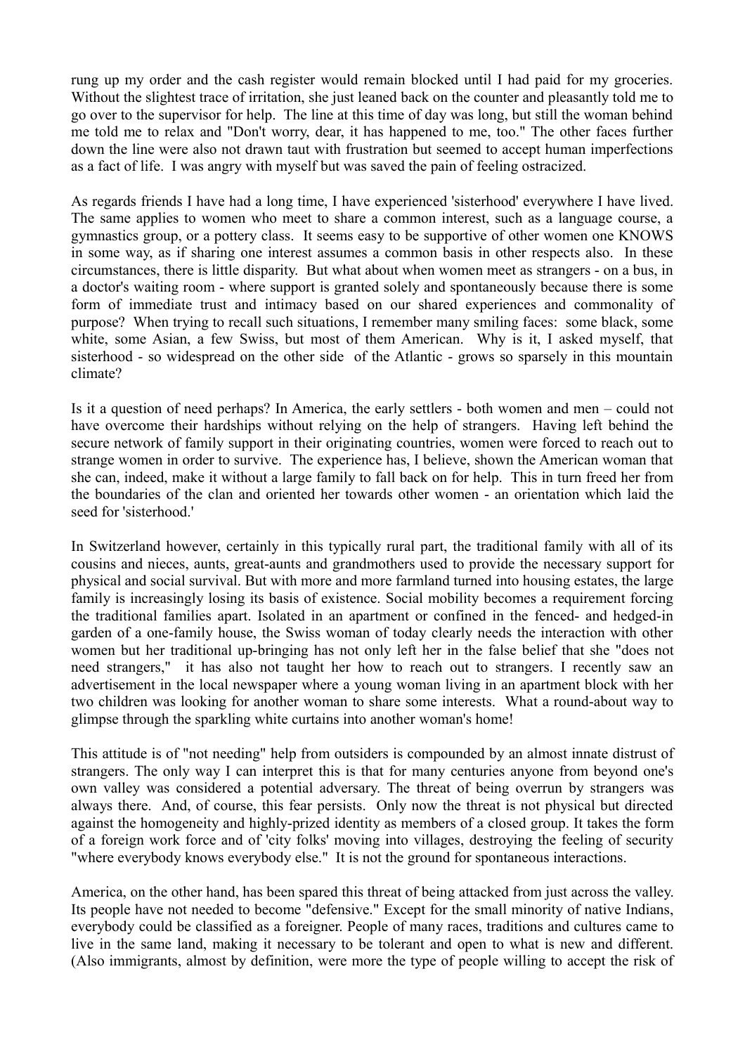rung up my order and the cash register would remain blocked until I had paid for my groceries. Without the slightest trace of irritation, she just leaned back on the counter and pleasantly told me to go over to the supervisor for help. The line at this time of day was long, but still the woman behind me told me to relax and "Don't worry, dear, it has happened to me, too." The other faces further down the line were also not drawn taut with frustration but seemed to accept human imperfections as a fact of life. I was angry with myself but was saved the pain of feeling ostracized.

As regards friends I have had a long time, I have experienced 'sisterhood' everywhere I have lived. The same applies to women who meet to share a common interest, such as a language course, a gymnastics group, or a pottery class. It seems easy to be supportive of other women one KNOWS in some way, as if sharing one interest assumes a common basis in other respects also. In these circumstances, there is little disparity. But what about when women meet as strangers - on a bus, in a doctor's waiting room - where support is granted solely and spontaneously because there is some form of immediate trust and intimacy based on our shared experiences and commonality of purpose? When trying to recall such situations, I remember many smiling faces: some black, some white, some Asian, a few Swiss, but most of them American. Why is it, I asked myself, that sisterhood - so widespread on the other side of the Atlantic - grows so sparsely in this mountain climate?

Is it a question of need perhaps? In America, the early settlers - both women and men – could not have overcome their hardships without relying on the help of strangers. Having left behind the secure network of family support in their originating countries, women were forced to reach out to strange women in order to survive. The experience has, I believe, shown the American woman that she can, indeed, make it without a large family to fall back on for help. This in turn freed her from the boundaries of the clan and oriented her towards other women - an orientation which laid the seed for 'sisterhood.'

In Switzerland however, certainly in this typically rural part, the traditional family with all of its cousins and nieces, aunts, great-aunts and grandmothers used to provide the necessary support for physical and social survival. But with more and more farmland turned into housing estates, the large family is increasingly losing its basis of existence. Social mobility becomes a requirement forcing the traditional families apart. Isolated in an apartment or confined in the fenced- and hedged-in garden of a one-family house, the Swiss woman of today clearly needs the interaction with other women but her traditional up-bringing has not only left her in the false belief that she "does not need strangers," it has also not taught her how to reach out to strangers. I recently saw an advertisement in the local newspaper where a young woman living in an apartment block with her two children was looking for another woman to share some interests. What a round-about way to glimpse through the sparkling white curtains into another woman's home!

This attitude is of "not needing" help from outsiders is compounded by an almost innate distrust of strangers. The only way I can interpret this is that for many centuries anyone from beyond one's own valley was considered a potential adversary. The threat of being overrun by strangers was always there. And, of course, this fear persists. Only now the threat is not physical but directed against the homogeneity and highly-prized identity as members of a closed group. It takes the form of a foreign work force and of 'city folks' moving into villages, destroying the feeling of security "where everybody knows everybody else." It is not the ground for spontaneous interactions.

America, on the other hand, has been spared this threat of being attacked from just across the valley. Its people have not needed to become "defensive." Except for the small minority of native Indians, everybody could be classified as a foreigner. People of many races, traditions and cultures came to live in the same land, making it necessary to be tolerant and open to what is new and different. (Also immigrants, almost by definition, were more the type of people willing to accept the risk of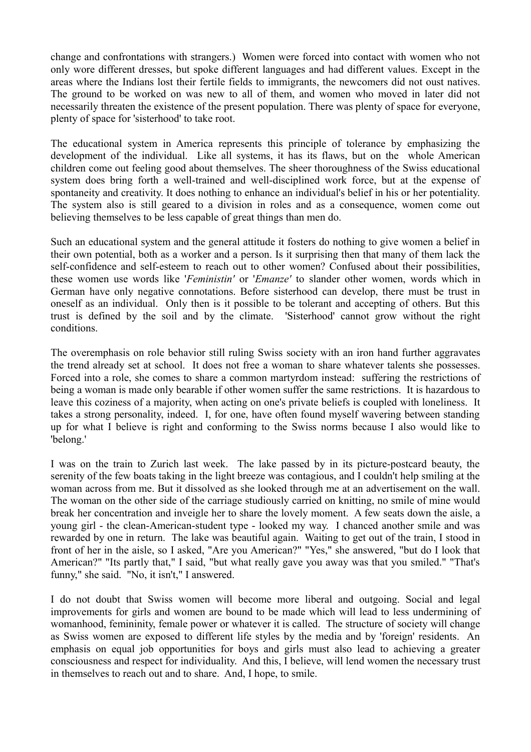change and confrontations with strangers.) Women were forced into contact with women who not only wore different dresses, but spoke different languages and had different values. Except in the areas where the Indians lost their fertile fields to immigrants, the newcomers did not oust natives. The ground to be worked on was new to all of them, and women who moved in later did not necessarily threaten the existence of the present population. There was plenty of space for everyone, plenty of space for 'sisterhood' to take root.

The educational system in America represents this principle of tolerance by emphasizing the development of the individual. Like all systems, it has its flaws, but on the whole American children come out feeling good about themselves. The sheer thoroughness of the Swiss educational system does bring forth a well-trained and well-disciplined work force, but at the expense of spontaneity and creativity. It does nothing to enhance an individual's belief in his or her potentiality. The system also is still geared to a division in roles and as a consequence, women come out believing themselves to be less capable of great things than men do.

Such an educational system and the general attitude it fosters do nothing to give women a belief in their own potential, both as a worker and a person. Is it surprising then that many of them lack the self-confidence and self-esteem to reach out to other women? Confused about their possibilities, these women use words like '*Feministin'* or '*Emanze'* to slander other women, words which in German have only negative connotations. Before sisterhood can develop, there must be trust in oneself as an individual. Only then is it possible to be tolerant and accepting of others. But this trust is defined by the soil and by the climate. 'Sisterhood' cannot grow without the right conditions.

The overemphasis on role behavior still ruling Swiss society with an iron hand further aggravates the trend already set at school. It does not free a woman to share whatever talents she possesses. Forced into a role, she comes to share a common martyrdom instead: suffering the restrictions of being a woman is made only bearable if other women suffer the same restrictions. It is hazardous to leave this coziness of a majority, when acting on one's private beliefs is coupled with loneliness. It takes a strong personality, indeed. I, for one, have often found myself wavering between standing up for what I believe is right and conforming to the Swiss norms because I also would like to 'belong.'

I was on the train to Zurich last week. The lake passed by in its picture-postcard beauty, the serenity of the few boats taking in the light breeze was contagious, and I couldn't help smiling at the woman across from me. But it dissolved as she looked through me at an advertisement on the wall. The woman on the other side of the carriage studiously carried on knitting, no smile of mine would break her concentration and inveigle her to share the lovely moment. A few seats down the aisle, a young girl - the clean-American-student type - looked my way. I chanced another smile and was rewarded by one in return. The lake was beautiful again. Waiting to get out of the train, I stood in front of her in the aisle, so I asked, "Are you American?" "Yes," she answered, "but do I look that American?" "Its partly that," I said, "but what really gave you away was that you smiled." "That's funny," she said. "No, it isn't," I answered.

I do not doubt that Swiss women will become more liberal and outgoing. Social and legal improvements for girls and women are bound to be made which will lead to less undermining of womanhood, femininity, female power or whatever it is called. The structure of society will change as Swiss women are exposed to different life styles by the media and by 'foreign' residents. An emphasis on equal job opportunities for boys and girls must also lead to achieving a greater consciousness and respect for individuality. And this, I believe, will lend women the necessary trust in themselves to reach out and to share. And, I hope, to smile.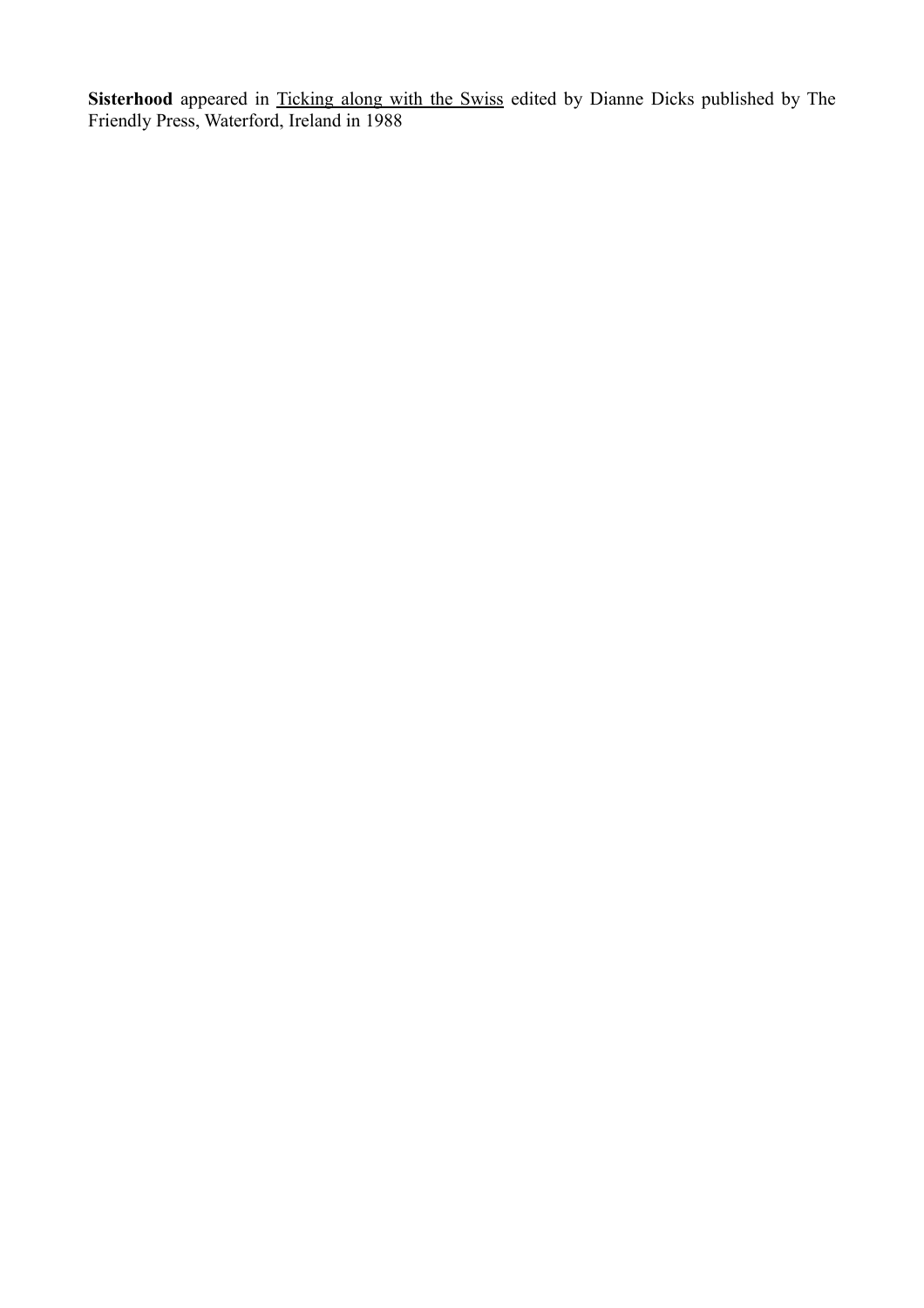**Sisterhood** appeared in <u>Ticking along with the Swiss</u> edited by Dianne Dicks published by The Friendly Press, Waterford, Ireland in 1988